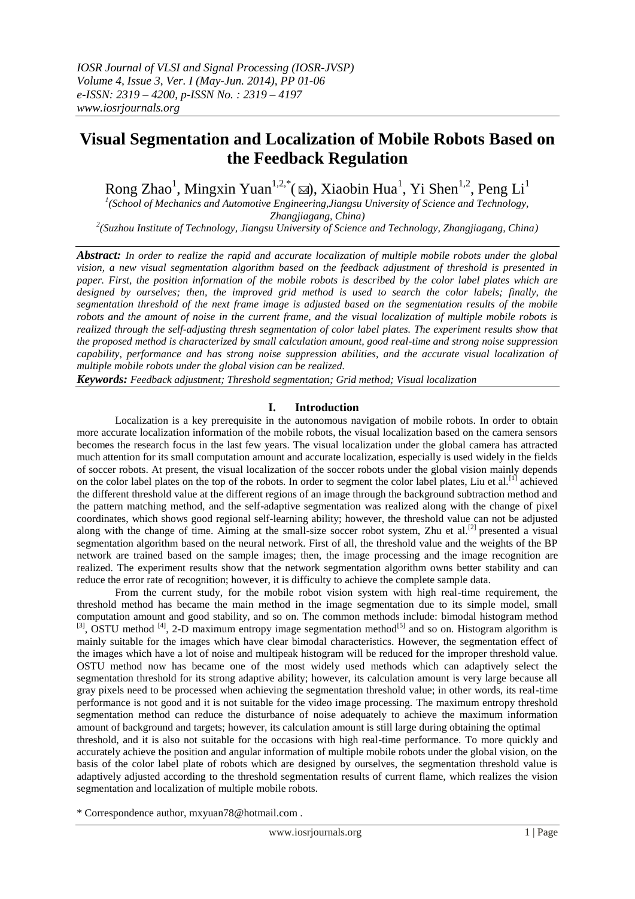# Visual Segmentation and Localization of Mobile Robots Based on the Feedback Regulation

Rong Zhao[1], Mingxin Yuan[1,2,*](✉), Xiaobin Hua[1], Yi Shen[1,2], Peng Li[1]

[1](School of Mechanics and Automotive Engineering,Jiangsu University of Science and Technology, Zhangjiagang, China)

[2](Suzhou Institute of Technology, Jiangsu University of Science and Technology, Zhangjiagang, China)

***Abstract:*** *In order to realize the rapid and accurate localization of multiple mobile robots under the global vision, a new visual segmentation algorithm based on the feedback adjustment of threshold is presented in paper. First, the position information of the mobile robots is described by the color label plates which are designed by ourselves; then, the improved grid method is used to search the color labels; finally, the segmentation threshold of the next frame image is adjusted based on the segmentation results of the mobile robots and the amount of noise in the current frame, and the visual localization of multiple mobile robots is realized through the self-adjusting thresh segmentation of color label plates. The experiment results show that the proposed method is characterized by small calculation amount, good real-time and strong noise suppression capability, performance and has strong noise suppression abilities, and the accurate visual localization of multiple mobile robots under the global vision can be realized.*

***Keywords:*** *Feedback adjustment; Threshold segmentation; Grid method; Visual localization*

## I. Introduction

Localization is a key prerequisite in the autonomous navigation of mobile robots. In order to obtain more accurate localization information of the mobile robots, the visual localization based on the camera sensors becomes the research focus in the last few years. The visual localization under the global camera has attracted much attention for its small computation amount and accurate localization, especially is used widely in the fields of soccer robots. At present, the visual localization of the soccer robots under the global vision mainly depends on the color label plates on the top of the robots. In order to segment the color label plates, Liu et al.[1] achieved the different threshold value at the different regions of an image through the background subtraction method and the pattern matching method, and the self-adaptive segmentation was realized along with the change of pixel coordinates, which shows good regional self-learning ability; however, the threshold value can not be adjusted along with the change of time. Aiming at the small-size soccer robot system, Zhu et al.[2] presented a visual segmentation algorithm based on the neural network. First of all, the threshold value and the weights of the BP network are trained based on the sample images; then, the image processing and the image recognition are realized. The experiment results show that the network segmentation algorithm owns better stability and can reduce the error rate of recognition; however, it is difficulty to achieve the complete sample data.

From the current study, for the mobile robot vision system with high real-time requirement, the threshold method has became the main method in the image segmentation due to its simple model, small computation amount and good stability, and so on. The common methods include: bimodal histogram method [3], OSTU method [4], 2-D maximum entropy image segmentation method[5] and so on. Histogram algorithm is mainly suitable for the images which have clear bimodal characteristics. However, the segmentation effect of the images which have a lot of noise and multipeak histogram will be reduced for the improper threshold value. OSTU method now has became one of the most widely used methods which can adaptively select the segmentation threshold for its strong adaptive ability; however, its calculation amount is very large because all gray pixels need to be processed when achieving the segmentation threshold value; in other words, its real-time performance is not good and it is not suitable for the video image processing. The maximum entropy threshold segmentation method can reduce the disturbance of noise adequately to achieve the maximum information amount of background and targets; however, its calculation amount is still large during obtaining the optimal threshold, and it is also not suitable for the occasions with high real-time performance. To more quickly and accurately achieve the position and angular information of multiple mobile robots under the global vision, on the basis of the color label plate of robots which are designed by ourselves, the segmentation threshold value is adaptively adjusted according to the threshold segmentation results of current flame, which realizes the vision segmentation and localization of multiple mobile robots.

\* Correspondence author, mxyuan78@hotmail.com .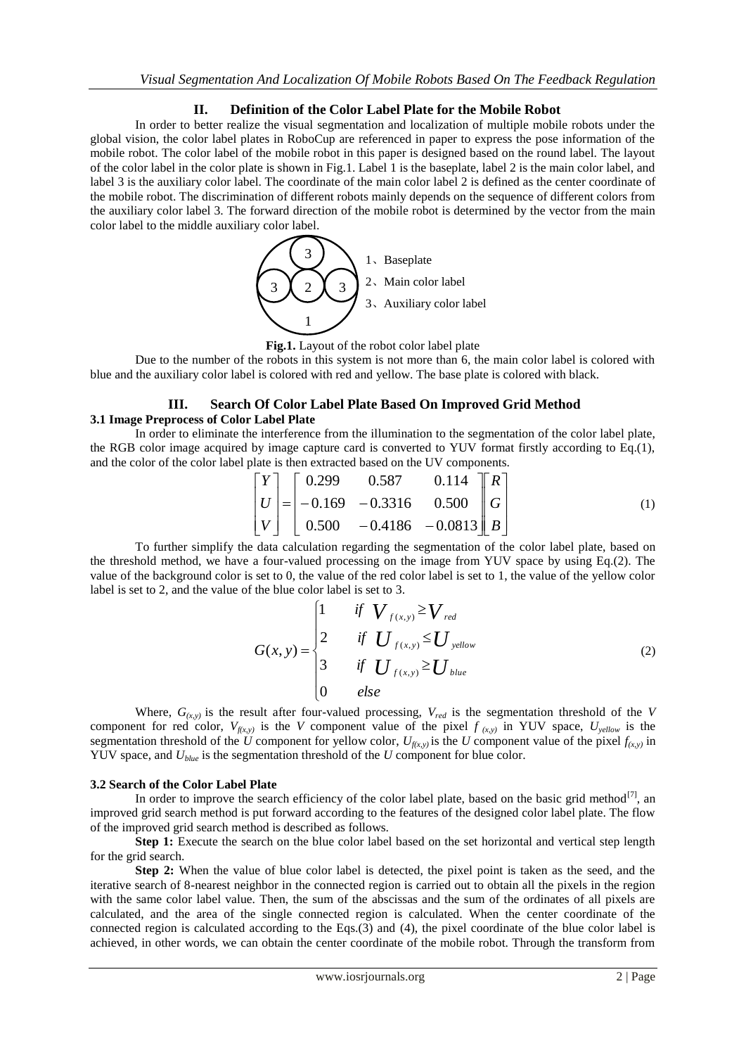## II. Definition of the Color Label Plate for the Mobile Robot

In order to better realize the visual segmentation and localization of multiple mobile robots under the global vision, the color label plates in RoboCup are referenced in paper to express the pose information of the mobile robot. The color label of the mobile robot in this paper is designed based on the round label. The layout of the color label in the color plate is shown in Fig.1. Label 1 is the baseplate, label 2 is the main color label, and label 3 is the auxiliary color label. The coordinate of the main color label 2 is defined as the center coordinate of the mobile robot. The discrimination of different robots mainly depends on the sequence of different colors from the auxiliary color label 3. The forward direction of the mobile robot is determined by the vector from the main color label to the middle auxiliary color label.

1、Baseplate

2、Main color label

3、Auxiliary color label

**Fig.1.** Layout of the robot color label plate

Due to the number of the robots in this system is not more than 6, the main color label is colored with blue and the auxiliary color label is colored with red and yellow. The base plate is colored with black.

## III. Search Of Color Label Plate Based On Improved Grid Method

### 3.1 Image Preprocess of Color Label Plate

In order to eliminate the interference from the illumination to the segmentation of the color label plate, the RGB color image acquired by image capture card is converted to YUV format firstly according to Eq.(1), and the color of the color label plate is then extracted based on the UV components.

$$\begin{bmatrix} Y \\ U \\ V \end{bmatrix} = \begin{bmatrix} 0.299 & 0.587 & 0.114 \\ -0.169 & -0.3316 & 0.500 \\ 0.500 & -0.4186 & -0.0813 \end{bmatrix} \begin{bmatrix} R \\ G \\ B \end{bmatrix} \tag{1}$$

To further simplify the data calculation regarding the segmentation of the color label plate, based on the threshold method, we have a four-valued processing on the image from YUV space by using Eq.(2). The value of the background color is set to 0, the value of the red color label is set to 1, the value of the yellow color label is set to 2, and the value of the blue color label is set to 3.

$$G(x,y) = \begin{cases} 1 & if \ V_{f(x,y)} \geq V_{red} \\ 2 & if \ U_{f(x,y)} \leq U_{yellow} \\ 3 & if \ U_{f(x,y)} \geq U_{blue} \\ 0 & else \end{cases} \tag{2}$$

Where, $G_{(x,y)}$ is the result after four-valued processing, $V_{red}$ is the segmentation threshold of the $V$ component for red color, $V_{f(x,y)}$ is the $V$ component value of the pixel $f_{(x,y)}$ in YUV space, $U_{yellow}$ is the segmentation threshold of the $U$ component for yellow color, $U_{f(x,y)}$ is the $U$ component value of the pixel $f_{(x,y)}$ in YUV space, and $U_{blue}$ is the segmentation threshold of the $U$ component for blue color.

### 3.2 Search of the Color Label Plate

In order to improve the search efficiency of the color label plate, based on the basic grid method[7], an improved grid search method is put forward according to the features of the designed color label plate. The flow of the improved grid search method is described as follows.

**Step 1:** Execute the search on the blue color label based on the set horizontal and vertical step length for the grid search.

**Step 2:** When the value of blue color label is detected, the pixel point is taken as the seed, and the iterative search of 8-nearest neighbor in the connected region is carried out to obtain all the pixels in the region with the same color label value. Then, the sum of the abscissas and the sum of the ordinates of all pixels are calculated, and the area of the single connected region is calculated. When the center coordinate of the connected region is calculated according to the Eqs.(3) and (4), the pixel coordinate of the blue color label is achieved, in other words, we can obtain the center coordinate of the mobile robot. Through the transform from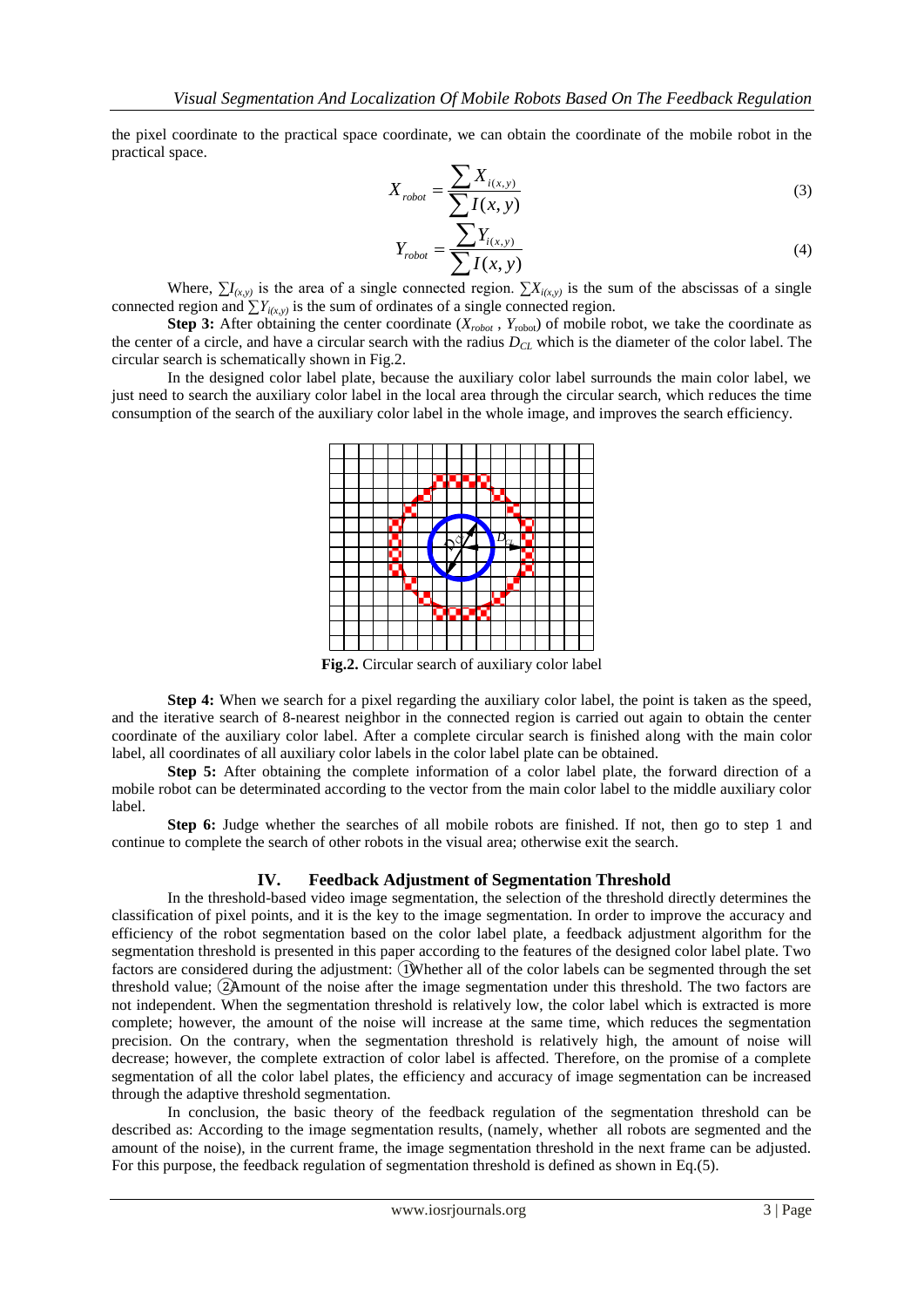the pixel coordinate to the practical space coordinate, we can obtain the coordinate of the mobile robot in the practical space.

$$X_{robot} = \frac{\sum X_{i(x,y)}}{\sum I(x,y)} \tag{3}$$

$$Y_{robot} = \frac{\sum Y_{i(x,y)}}{\sum I(x,y)} \tag{4}$$

Where, $\sum I_{(x,y)}$ is the area of a single connected region. $\sum X_{i(x,y)}$ is the sum of the abscissas of a single connected region and $\sum Y_{i(x,y)}$ is the sum of ordinates of a single connected region.

**Step 3:** After obtaining the center coordinate ($X_{robot}$ , $Y_{robot}$) of mobile robot, we take the coordinate as the center of a circle, and have a circular search with the radius $D_{CL}$ which is the diameter of the color label. The circular search is schematically shown in Fig.2.

In the designed color label plate, because the auxiliary color label surrounds the main color label, we just need to search the auxiliary color label in the local area through the circular search, which reduces the time consumption of the search of the auxiliary color label in the whole image, and improves the search efficiency.

**Fig.2.** Circular search of auxiliary color label

**Step 4:** When we search for a pixel regarding the auxiliary color label, the point is taken as the speed, and the iterative search of 8-nearest neighbor in the connected region is carried out again to obtain the center coordinate of the auxiliary color label. After a complete circular search is finished along with the main color label, all coordinates of all auxiliary color labels in the color label plate can be obtained.

**Step 5:** After obtaining the complete information of a color label plate, the forward direction of a mobile robot can be determinated according to the vector from the main color label to the middle auxiliary color label.

**Step 6:** Judge whether the searches of all mobile robots are finished. If not, then go to step 1 and continue to complete the search of other robots in the visual area; otherwise exit the search.

## IV. Feedback Adjustment of Segmentation Threshold

In the threshold-based video image segmentation, the selection of the threshold directly determines the classification of pixel points, and it is the key to the image segmentation. In order to improve the accuracy and efficiency of the robot segmentation based on the color label plate, a feedback adjustment algorithm for the segmentation threshold is presented in this paper according to the features of the designed color label plate. Two factors are considered during the adjustment: ①Whether all of the color labels can be segmented through the set threshold value; ②Amount of the noise after the image segmentation under this threshold. The two factors are not independent. When the segmentation threshold is relatively low, the color label which is extracted is more complete; however, the amount of the noise will increase at the same time, which reduces the segmentation precision. On the contrary, when the segmentation threshold is relatively high, the amount of noise will decrease; however, the complete extraction of color label is affected. Therefore, on the promise of a complete segmentation of all the color label plates, the efficiency and accuracy of image segmentation can be increased through the adaptive threshold segmentation.

In conclusion, the basic theory of the feedback regulation of the segmentation threshold can be described as: According to the image segmentation results, (namely, whether all robots are segmented and the amount of the noise), in the current frame, the image segmentation threshold in the next frame can be adjusted. For this purpose, the feedback regulation of segmentation threshold is defined as shown in Eq.(5).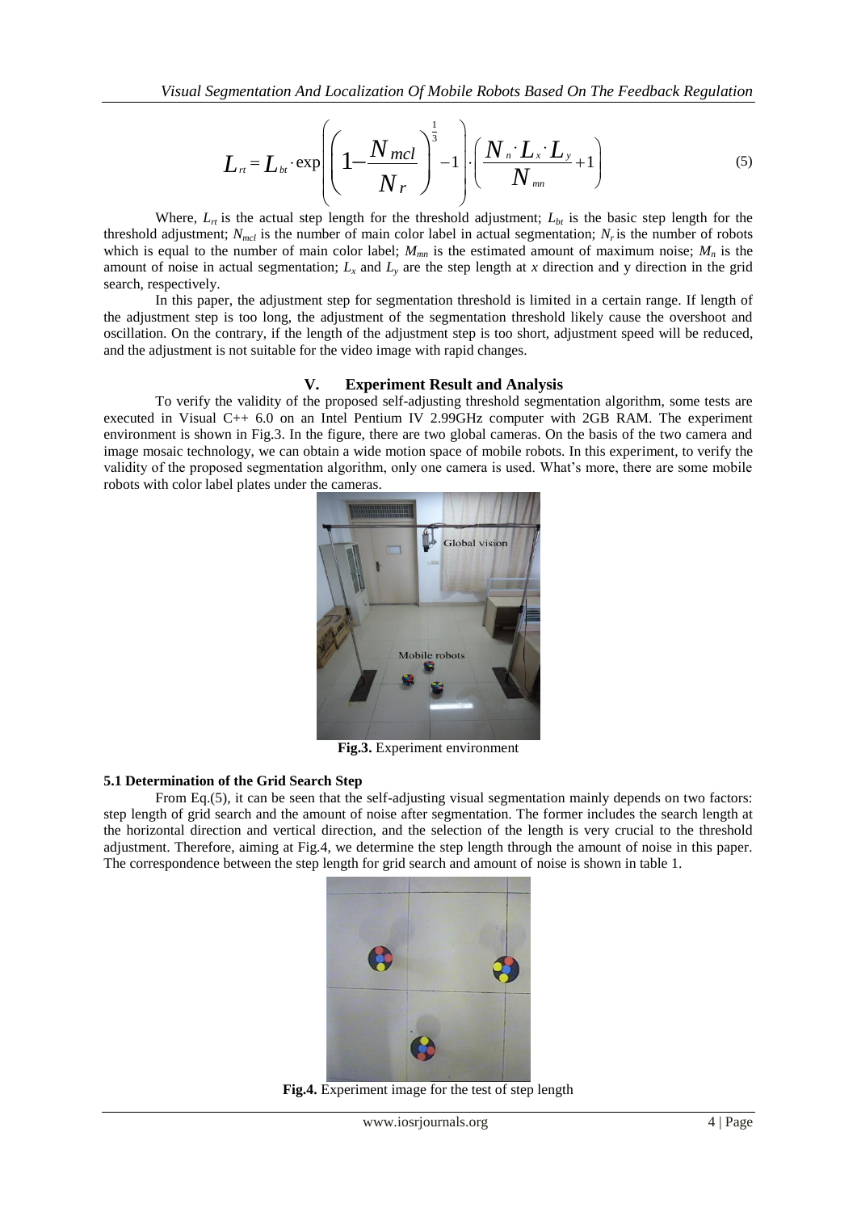$$L_{rt} = L_{bt} \cdot \exp\left( \left( \left( 1 - \frac{N_{mcl}}{N_r} \right)^{\frac{1}{3}} - 1 \right) \cdot \left( \frac{N_n \cdot L_x \cdot L_y}{N_{mn}} + 1 \right) \right) \tag{5}$$

Where, $L_{rt}$ is the actual step length for the threshold adjustment; $L_{bt}$ is the basic step length for the threshold adjustment; $N_{mcl}$ is the number of main color label in actual segmentation; $N_r$ is the number of robots which is equal to the number of main color label; $M_{mn}$ is the estimated amount of maximum noise; $M_n$ is the amount of noise in actual segmentation; $L_x$ and $L_y$ are the step length at $x$ direction and y direction in the grid search, respectively.

In this paper, the adjustment step for segmentation threshold is limited in a certain range. If length of the adjustment step is too long, the adjustment of the segmentation threshold likely cause the overshoot and oscillation. On the contrary, if the length of the adjustment step is too short, adjustment speed will be reduced, and the adjustment is not suitable for the video image with rapid changes.

## V. Experiment Result and Analysis

To verify the validity of the proposed self-adjusting threshold segmentation algorithm, some tests are executed in Visual C++ 6.0 on an Intel Pentium IV 2.99GHz computer with 2GB RAM. The experiment environment is shown in Fig.3. In the figure, there are two global cameras. On the basis of the two camera and image mosaic technology, we can obtain a wide motion space of mobile robots. In this experiment, to verify the validity of the proposed segmentation algorithm, only one camera is used. What's more, there are some mobile robots with color label plates under the cameras.

**Fig.3.** Experiment environment

### 5.1 Determination of the Grid Search Step

From Eq.(5), it can be seen that the self-adjusting visual segmentation mainly depends on two factors: step length of grid search and the amount of noise after segmentation. The former includes the search length at the horizontal direction and vertical direction, and the selection of the length is very crucial to the threshold adjustment. Therefore, aiming at Fig.4, we determine the step length through the amount of noise in this paper. The correspondence between the step length for grid search and amount of noise is shown in table 1.

**Fig.4.** Experiment image for the test of step length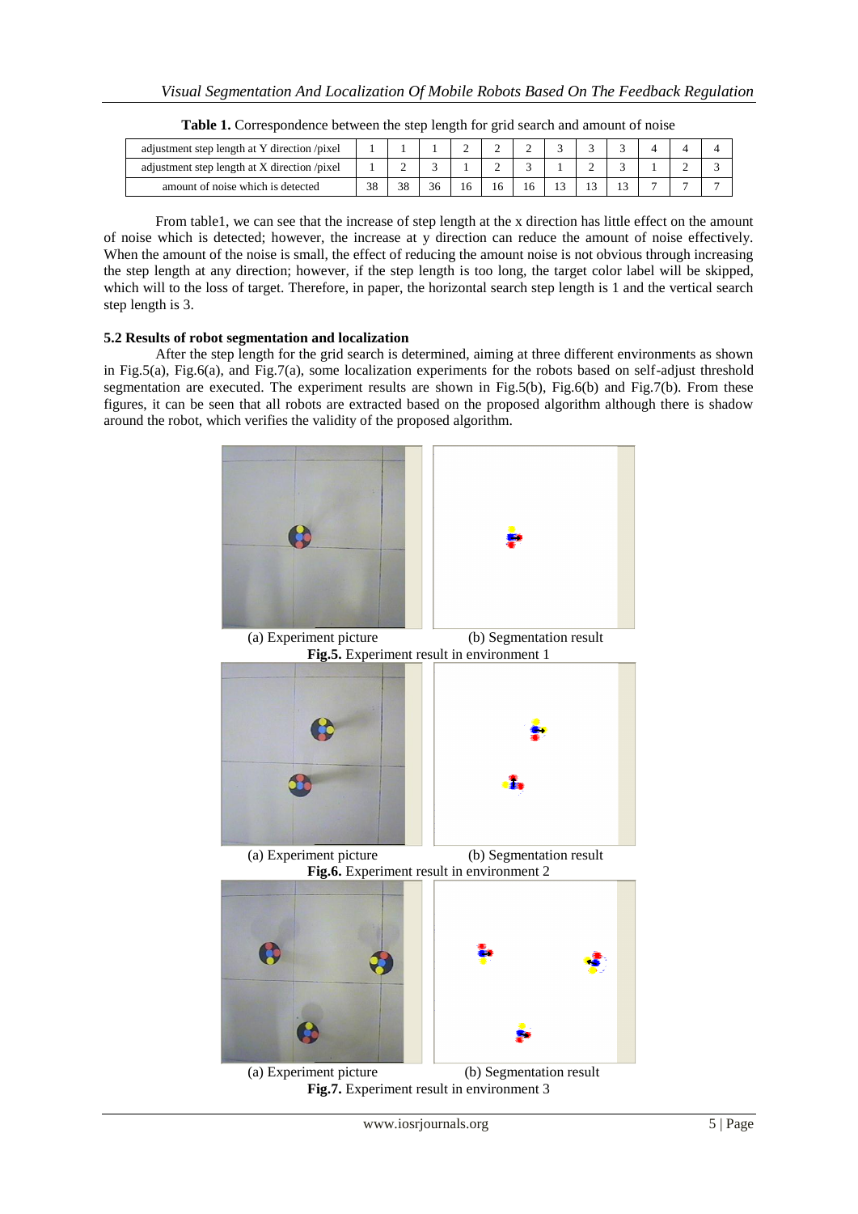**Table 1.** Correspondence between the step length for grid search and amount of noise

| adjustment step length at Y direction /pixel | 1 | 1 | 1 | 2 | 2 | 2 | 3 | 3 | 3 | 4 | 4 | 4 |
|---|---|---|---|---|---|---|---|---|---|---|---|---|
| adjustment step length at X direction /pixel | 1 | 2 | 3 | 1 | 2 | 3 | 1 | 2 | 3 | 1 | 2 | 3 |
| amount of noise which is detected | 38 | 38 | 36 | 16 | 16 | 16 | 13 | 13 | 13 | 7 | 7 | 7 |

From table1, we can see that the increase of step length at the x direction has little effect on the amount of noise which is detected; however, the increase at y direction can reduce the amount of noise effectively. When the amount of the noise is small, the effect of reducing the amount noise is not obvious through increasing the step length at any direction; however, if the step length is too long, the target color label will be skipped, which will to the loss of target. Therefore, in paper, the horizontal search step length is 1 and the vertical search step length is 3.

### 5.2 Results of robot segmentation and localization

After the step length for the grid search is determined, aiming at three different environments as shown in Fig.5(a), Fig.6(a), and Fig.7(a), some localization experiments for the robots based on self-adjust threshold segmentation are executed. The experiment results are shown in Fig.5(b), Fig.6(b) and Fig.7(b). From these figures, it can be seen that all robots are extracted based on the proposed algorithm although there is shadow around the robot, which verifies the validity of the proposed algorithm.

(a) Experiment picture (b) Segmentation result

**Fig.5.** Experiment result in environment 1

(a) Experiment picture (b) Segmentation result

**Fig.6.** Experiment result in environment 2

(a) Experiment picture (b) Segmentation result

**Fig.7.** Experiment result in environment 3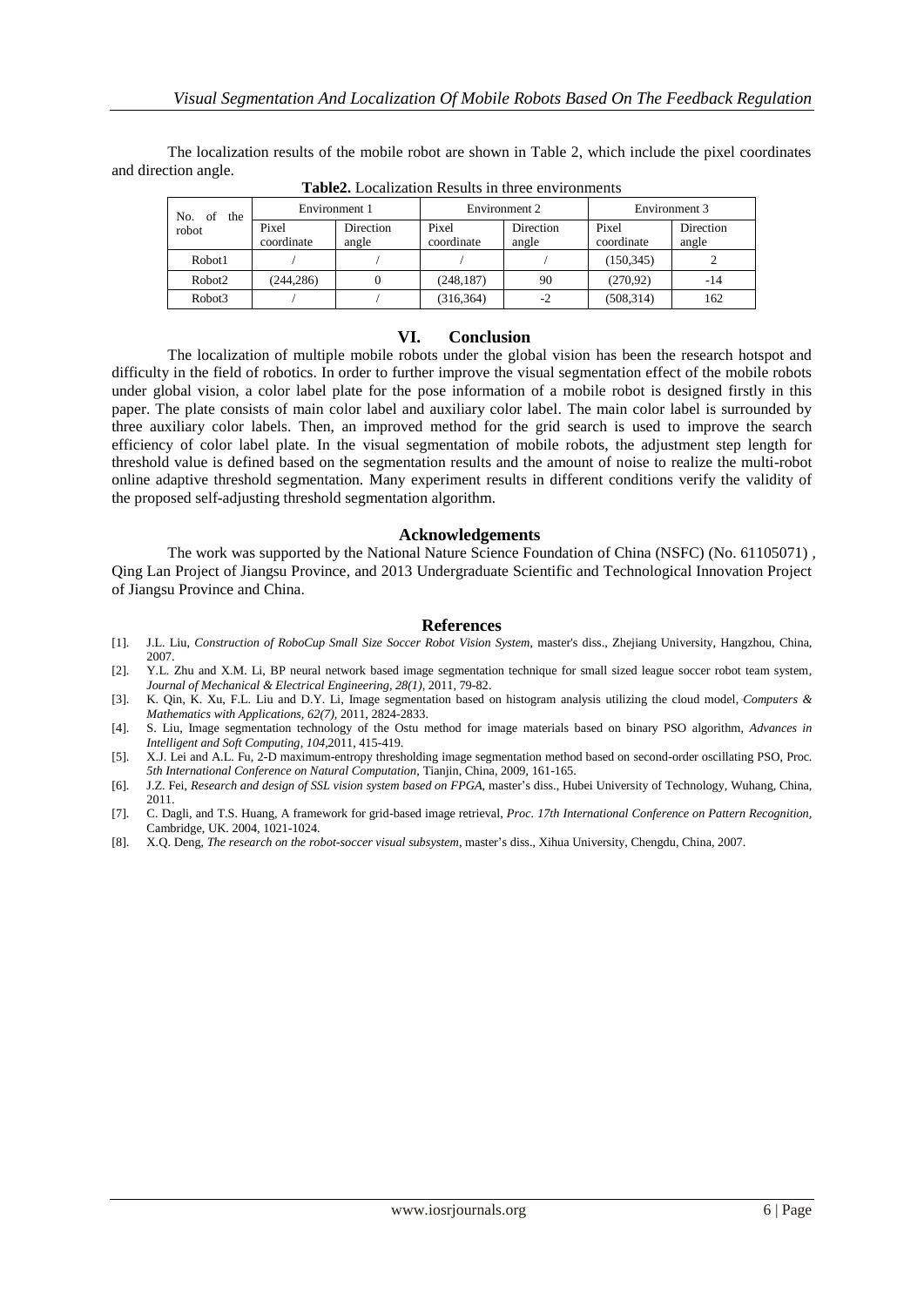The localization results of the mobile robot are shown in Table 2, which include the pixel coordinates and direction angle.

**Table2.** Localization Results in three environments

| No. of the robot | Environment 1 | | Environment 2 | | Environment 3 | |
|---|---|---|---|---|---|---|
| | Pixel coordinate | Direction angle | Pixel coordinate | Direction angle | Pixel coordinate | Direction angle |
| Robot1 | / | / | / | / | (150,345) | 2 |
| Robot2 | (244,286) | 0 | (248,187) | 90 | (270,92) | -14 |
| Robot3 | / | / | (316,364) | -2 | (508,314) | 162 |

## VI. Conclusion

The localization of multiple mobile robots under the global vision has been the research hotspot and difficulty in the field of robotics. In order to further improve the visual segmentation effect of the mobile robots under global vision, a color label plate for the pose information of a mobile robot is designed firstly in this paper. The plate consists of main color label and auxiliary color label. The main color label is surrounded by three auxiliary color labels. Then, an improved method for the grid search is used to improve the search efficiency of color label plate. In the visual segmentation of mobile robots, the adjustment step length for threshold value is defined based on the segmentation results and the amount of noise to realize the multi-robot online adaptive threshold segmentation. Many experiment results in different conditions verify the validity of the proposed self-adjusting threshold segmentation algorithm.

## Acknowledgements

The work was supported by the National Nature Science Foundation of China (NSFC) (No. 61105071) , Qing Lan Project of Jiangsu Province, and 2013 Undergraduate Scientific and Technological Innovation Project of Jiangsu Province and China.

## References

[1]. J.L. Liu, *Construction of RoboCup Small Size Soccer Robot Vision System*, master's diss., Zhejiang University, Hangzhou, China, 2007.

[2]. Y.L. Zhu and X.M. Li, BP neural network based image segmentation technique for small sized league soccer robot team system, *Journal of Mechanical & Electrical Engineering, 28(1)*, 2011, 79-82.

[3]. K. Qin, K. Xu, F.L. Liu and D.Y. Li, Image segmentation based on histogram analysis utilizing the cloud model, *Computers & Mathematics with Applications, 62(7)*, 2011, 2824-2833.

[4]. S. Liu, Image segmentation technology of the Ostu method for image materials based on binary PSO algorithm, *Advances in Intelligent and Soft Computing, 104*,2011, 415-419.

[5]. X.J. Lei and A.L. Fu, 2-D maximum-entropy thresholding image segmentation method based on second-order oscillating PSO, Proc. *5th International Conference on Natural Computation*, Tianjin, China, 2009, 161-165.

[6]. J.Z. Fei, *Research and design of SSL vision system based on FPGA*, master's diss., Hubei University of Technology, Wuhang, China, 2011.

[7]. C. Dagli, and T.S. Huang, A framework for grid-based image retrieval, *Proc. 17th International Conference on Pattern Recognition*, Cambridge, UK. 2004, 1021-1024.

[8]. X.Q. Deng, *The research on the robot-soccer visual subsystem*, master's diss., Xihua University, Chengdu, China, 2007.